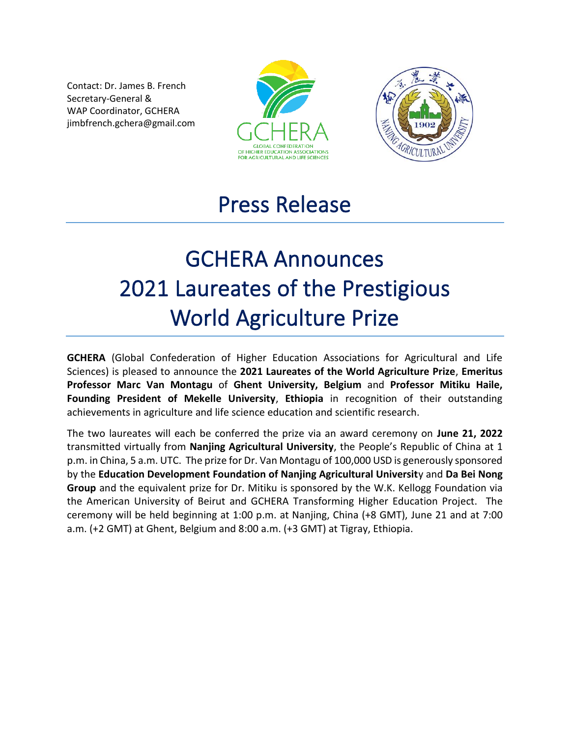Contact: Dr. James B. French
Secretary-General &
WAP Coordinator, GCHERA
jimbfrench.gchera@gmail.com

# Press Release

# GCHERA Announces 2021 Laureates of the Prestigious World Agriculture Prize

**GCHERA** (Global Confederation of Higher Education Associations for Agricultural and Life Sciences) is pleased to announce the **2021 Laureates of the World Agriculture Prize**, **Emeritus Professor Marc Van Montagu** of **Ghent University, Belgium** and **Professor Mitiku Haile, Founding President of Mekelle University**, **Ethiopia** in recognition of their outstanding achievements in agriculture and life science education and scientific research.

The two laureates will each be conferred the prize via an award ceremony on **June 21, 2022** transmitted virtually from **Nanjing Agricultural University**, the People's Republic of China at 1 p.m. in China, 5 a.m. UTC. The prize for Dr. Van Montagu of 100,000 USD is generously sponsored by the **Education Development Foundation of Nanjing Agricultural Universit**y and **Da Bei Nong Group** and the equivalent prize for Dr. Mitiku is sponsored by the W.K. Kellogg Foundation via the American University of Beirut and GCHERA Transforming Higher Education Project. The ceremony will be held beginning at 1:00 p.m. at Nanjing, China (+8 GMT), June 21 and at 7:00 a.m. (+2 GMT) at Ghent, Belgium and 8:00 a.m. (+3 GMT) at Tigray, Ethiopia.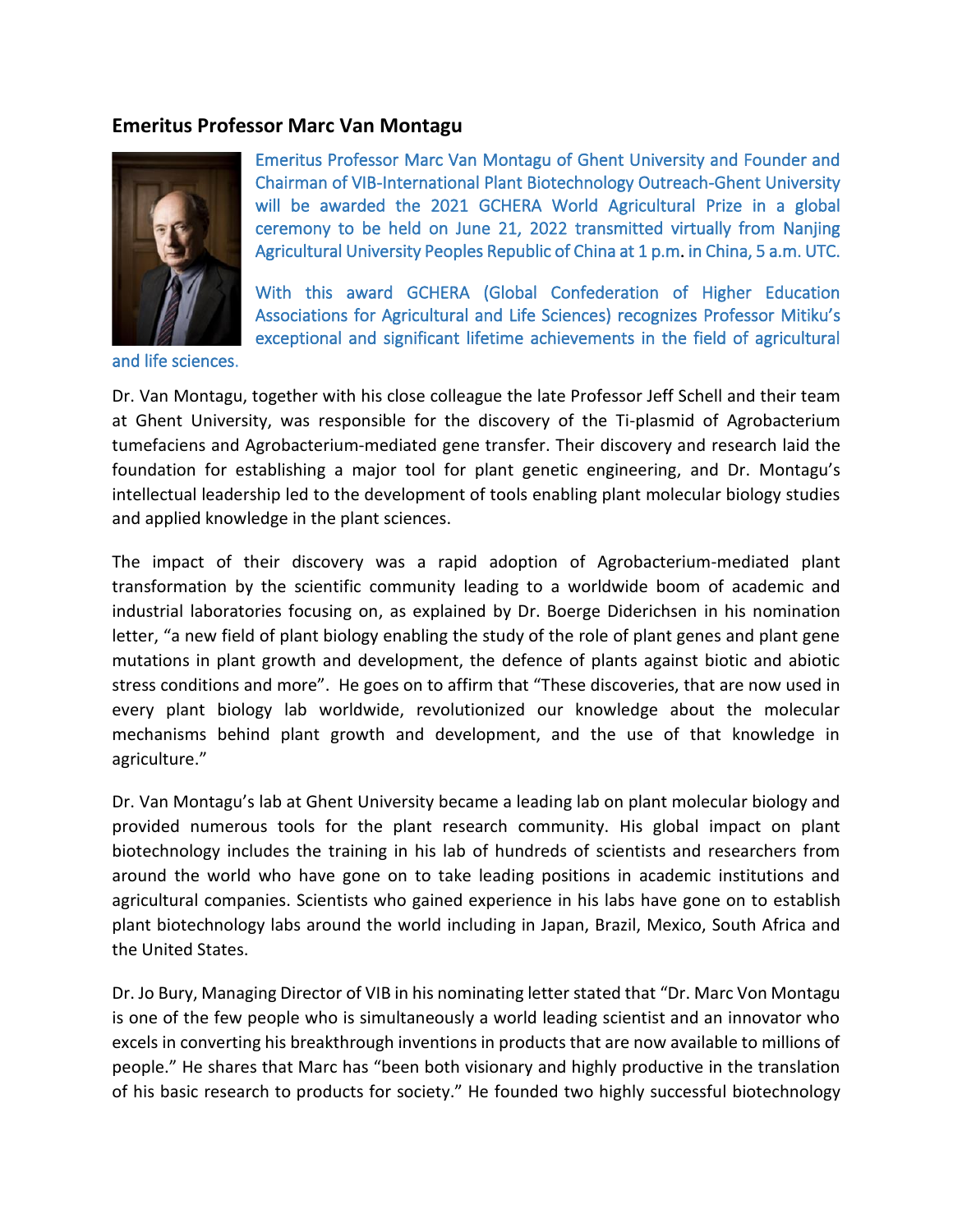## Emeritus Professor Marc Van Montagu

Emeritus Professor Marc Van Montagu of Ghent University and Founder and Chairman of VIB-International Plant Biotechnology Outreach-Ghent University will be awarded the 2021 GCHERA World Agricultural Prize in a global ceremony to be held on June 21, 2022 transmitted virtually from Nanjing Agricultural University Peoples Republic of China at 1 p.m. in China, 5 a.m. UTC.

With this award GCHERA (Global Confederation of Higher Education Associations for Agricultural and Life Sciences) recognizes Professor Mitiku's exceptional and significant lifetime achievements in the field of agricultural and life sciences.

Dr. Van Montagu, together with his close colleague the late Professor Jeff Schell and their team at Ghent University, was responsible for the discovery of the Ti-plasmid of Agrobacterium tumefaciens and Agrobacterium-mediated gene transfer. Their discovery and research laid the foundation for establishing a major tool for plant genetic engineering, and Dr. Montagu's intellectual leadership led to the development of tools enabling plant molecular biology studies and applied knowledge in the plant sciences.

The impact of their discovery was a rapid adoption of Agrobacterium-mediated plant transformation by the scientific community leading to a worldwide boom of academic and industrial laboratories focusing on, as explained by Dr. Boerge Diderichsen in his nomination letter, "a new field of plant biology enabling the study of the role of plant genes and plant gene mutations in plant growth and development, the defence of plants against biotic and abiotic stress conditions and more". He goes on to affirm that "These discoveries, that are now used in every plant biology lab worldwide, revolutionized our knowledge about the molecular mechanisms behind plant growth and development, and the use of that knowledge in agriculture."

Dr. Van Montagu's lab at Ghent University became a leading lab on plant molecular biology and provided numerous tools for the plant research community. His global impact on plant biotechnology includes the training in his lab of hundreds of scientists and researchers from around the world who have gone on to take leading positions in academic institutions and agricultural companies. Scientists who gained experience in his labs have gone on to establish plant biotechnology labs around the world including in Japan, Brazil, Mexico, South Africa and the United States.

Dr. Jo Bury, Managing Director of VIB in his nominating letter stated that "Dr. Marc Von Montagu is one of the few people who is simultaneously a world leading scientist and an innovator who excels in converting his breakthrough inventions in products that are now available to millions of people." He shares that Marc has "been both visionary and highly productive in the translation of his basic research to products for society." He founded two highly successful biotechnology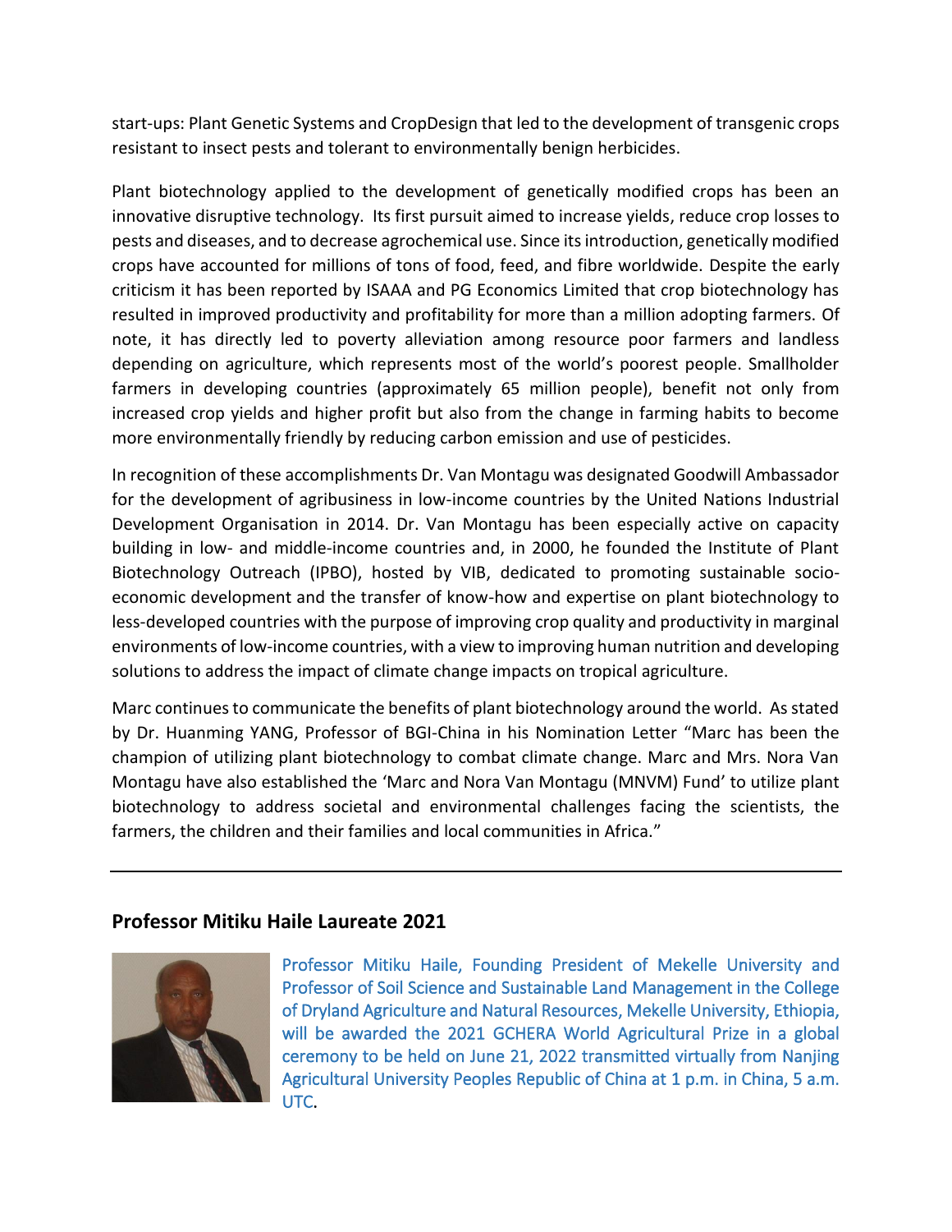start-ups: Plant Genetic Systems and CropDesign that led to the development of transgenic crops resistant to insect pests and tolerant to environmentally benign herbicides.

Plant biotechnology applied to the development of genetically modified crops has been an innovative disruptive technology. Its first pursuit aimed to increase yields, reduce crop losses to pests and diseases, and to decrease agrochemical use. Since its introduction, genetically modified crops have accounted for millions of tons of food, feed, and fibre worldwide. Despite the early criticism it has been reported by ISAAA and PG Economics Limited that crop biotechnology has resulted in improved productivity and profitability for more than a million adopting farmers. Of note, it has directly led to poverty alleviation among resource poor farmers and landless depending on agriculture, which represents most of the world's poorest people. Smallholder farmers in developing countries (approximately 65 million people), benefit not only from increased crop yields and higher profit but also from the change in farming habits to become more environmentally friendly by reducing carbon emission and use of pesticides.

In recognition of these accomplishments Dr. Van Montagu was designated Goodwill Ambassador for the development of agribusiness in low-income countries by the United Nations Industrial Development Organisation in 2014. Dr. Van Montagu has been especially active on capacity building in low- and middle-income countries and, in 2000, he founded the Institute of Plant Biotechnology Outreach (IPBO), hosted by VIB, dedicated to promoting sustainable socio-economic development and the transfer of know-how and expertise on plant biotechnology to less-developed countries with the purpose of improving crop quality and productivity in marginal environments of low-income countries, with a view to improving human nutrition and developing solutions to address the impact of climate change impacts on tropical agriculture.

Marc continues to communicate the benefits of plant biotechnology around the world. As stated by Dr. Huanming YANG, Professor of BGI-China in his Nomination Letter "Marc has been the champion of utilizing plant biotechnology to combat climate change. Marc and Mrs. Nora Van Montagu have also established the 'Marc and Nora Van Montagu (MNVM) Fund' to utilize plant biotechnology to address societal and environmental challenges facing the scientists, the farmers, the children and their families and local communities in Africa."

---

## Professor Mitiku Haile Laureate 2021

Professor Mitiku Haile, Founding President of Mekelle University and Professor of Soil Science and Sustainable Land Management in the College of Dryland Agriculture and Natural Resources, Mekelle University, Ethiopia, will be awarded the 2021 GCHERA World Agricultural Prize in a global ceremony to be held on June 21, 2022 transmitted virtually from Nanjing Agricultural University Peoples Republic of China at 1 p.m. in China, 5 a.m. UTC.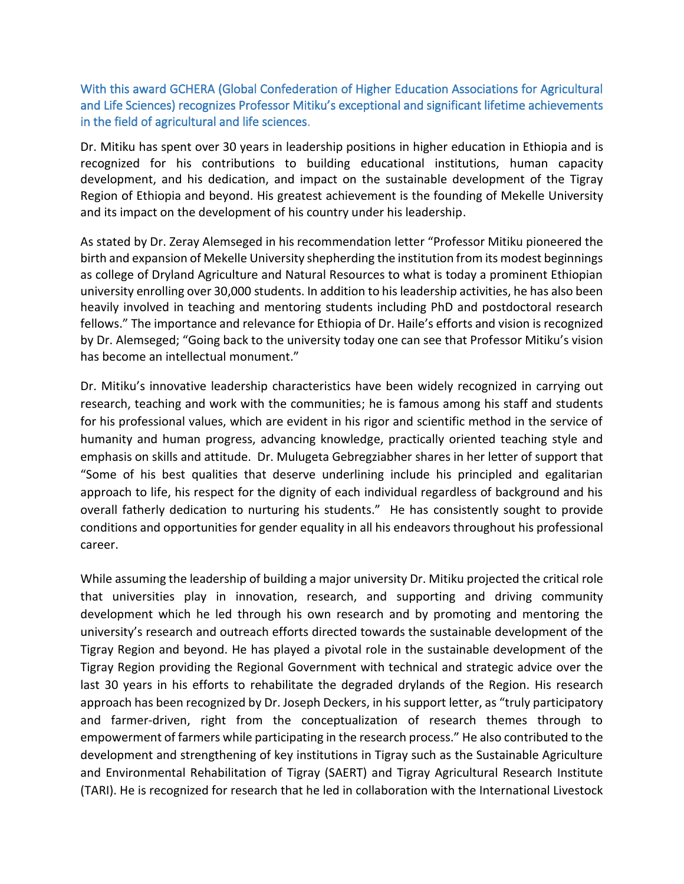With this award GCHERA (Global Confederation of Higher Education Associations for Agricultural and Life Sciences) recognizes Professor Mitiku's exceptional and significant lifetime achievements in the field of agricultural and life sciences.

Dr. Mitiku has spent over 30 years in leadership positions in higher education in Ethiopia and is recognized for his contributions to building educational institutions, human capacity development, and his dedication, and impact on the sustainable development of the Tigray Region of Ethiopia and beyond. His greatest achievement is the founding of Mekelle University and its impact on the development of his country under his leadership.

As stated by Dr. Zeray Alemseged in his recommendation letter "Professor Mitiku pioneered the birth and expansion of Mekelle University shepherding the institution from its modest beginnings as college of Dryland Agriculture and Natural Resources to what is today a prominent Ethiopian university enrolling over 30,000 students. In addition to his leadership activities, he has also been heavily involved in teaching and mentoring students including PhD and postdoctoral research fellows." The importance and relevance for Ethiopia of Dr. Haile's efforts and vision is recognized by Dr. Alemseged; "Going back to the university today one can see that Professor Mitiku's vision has become an intellectual monument."

Dr. Mitiku's innovative leadership characteristics have been widely recognized in carrying out research, teaching and work with the communities; he is famous among his staff and students for his professional values, which are evident in his rigor and scientific method in the service of humanity and human progress, advancing knowledge, practically oriented teaching style and emphasis on skills and attitude. Dr. Mulugeta Gebregziabher shares in her letter of support that "Some of his best qualities that deserve underlining include his principled and egalitarian approach to life, his respect for the dignity of each individual regardless of background and his overall fatherly dedication to nurturing his students." He has consistently sought to provide conditions and opportunities for gender equality in all his endeavors throughout his professional career.

While assuming the leadership of building a major university Dr. Mitiku projected the critical role that universities play in innovation, research, and supporting and driving community development which he led through his own research and by promoting and mentoring the university's research and outreach efforts directed towards the sustainable development of the Tigray Region and beyond. He has played a pivotal role in the sustainable development of the Tigray Region providing the Regional Government with technical and strategic advice over the last 30 years in his efforts to rehabilitate the degraded drylands of the Region. His research approach has been recognized by Dr. Joseph Deckers, in his support letter, as "truly participatory and farmer-driven, right from the conceptualization of research themes through to empowerment of farmers while participating in the research process." He also contributed to the development and strengthening of key institutions in Tigray such as the Sustainable Agriculture and Environmental Rehabilitation of Tigray (SAERT) and Tigray Agricultural Research Institute (TARI). He is recognized for research that he led in collaboration with the International Livestock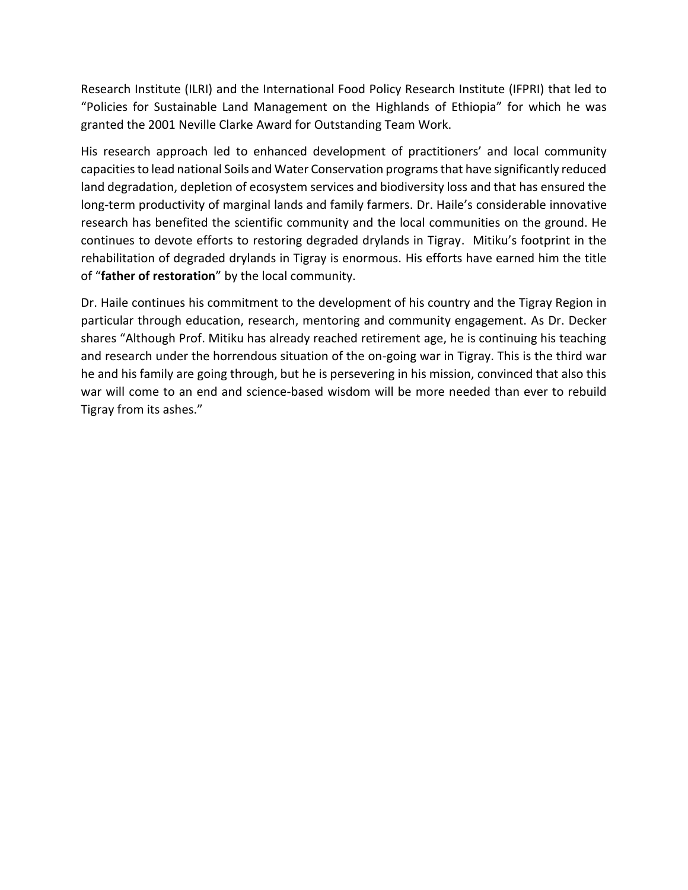Research Institute (ILRI) and the International Food Policy Research Institute (IFPRI) that led to “Policies for Sustainable Land Management on the Highlands of Ethiopia” for which he was granted the 2001 Neville Clarke Award for Outstanding Team Work.

His research approach led to enhanced development of practitioners’ and local community capacities to lead national Soils and Water Conservation programs that have significantly reduced land degradation, depletion of ecosystem services and biodiversity loss and that has ensured the long-term productivity of marginal lands and family farmers. Dr. Haile’s considerable innovative research has benefited the scientific community and the local communities on the ground. He continues to devote efforts to restoring degraded drylands in Tigray. Mitiku’s footprint in the rehabilitation of degraded drylands in Tigray is enormous. His efforts have earned him the title of “**father of restoration**” by the local community.

Dr. Haile continues his commitment to the development of his country and the Tigray Region in particular through education, research, mentoring and community engagement. As Dr. Decker shares “Although Prof. Mitiku has already reached retirement age, he is continuing his teaching and research under the horrendous situation of the on-going war in Tigray. This is the third war he and his family are going through, but he is persevering in his mission, convinced that also this war will come to an end and science-based wisdom will be more needed than ever to rebuild Tigray from its ashes.”